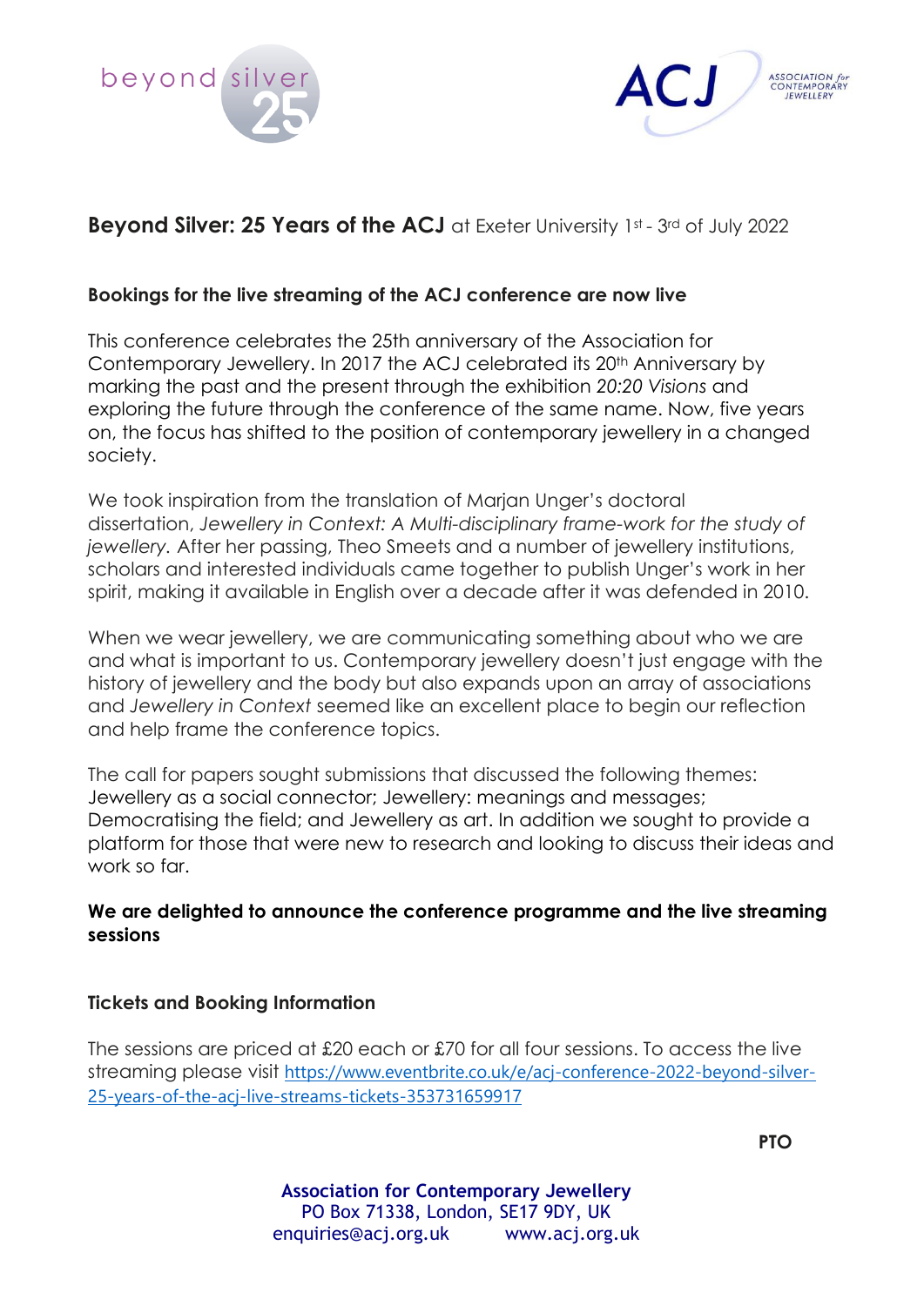beyond silver 25

ACJ ASSOCIATION for CONTEMPORARY JEWELLERY

## **Beyond Silver: 25 Years of the ACJ** at Exeter University 1st - 3rd of July 2022

### Bookings for the live streaming of the ACJ conference are now live

This conference celebrates the 25th anniversary of the Association for Contemporary Jewellery. In 2017 the ACJ celebrated its 20th Anniversary by marking the past and the present through the exhibition *20:20 Visions* and exploring the future through the conference of the same name. Now, five years on, the focus has shifted to the position of contemporary jewellery in a changed society.

We took inspiration from the translation of Marjan Unger's doctoral dissertation, *Jewellery in Context: A Multi-disciplinary frame-work for the study of jewellery.* After her passing, Theo Smeets and a number of jewellery institutions, scholars and interested individuals came together to publish Unger's work in her spirit, making it available in English over a decade after it was defended in 2010.

When we wear jewellery, we are communicating something about who we are and what is important to us. Contemporary jewellery doesn't just engage with the history of jewellery and the body but also expands upon an array of associations and *Jewellery in Context* seemed like an excellent place to begin our reflection and help frame the conference topics.

The call for papers sought submissions that discussed the following themes: Jewellery as a social connector; Jewellery: meanings and messages; Democratising the field; and Jewellery as art. In addition we sought to provide a platform for those that were new to research and looking to discuss their ideas and work so far.

**We are delighted to announce the conference programme and the live streaming sessions**

### Tickets and Booking Information

The sessions are priced at £20 each or £70 for all four sessions. To access the live streaming please visit https://www.eventbrite.co.uk/e/acj-conference-2022-beyond-silver-25-years-of-the-acj-live-streams-tickets-353731659917

**PTO**

**Association for Contemporary Jewellery**
PO Box 71338, London, SE17 9DY, UK
enquiries@acj.org.uk www.acj.org.uk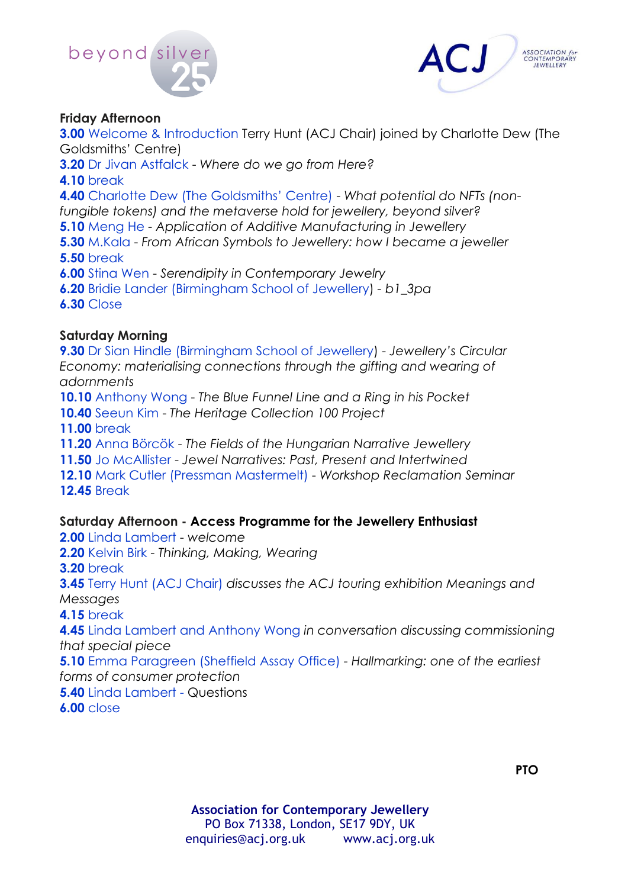beyond silver 25

ACJ Association for Contemporary Jewellery

**Friday Afternoon**

**3.00** Welcome & Introduction Terry Hunt (ACJ Chair) joined by Charlotte Dew (The Goldsmiths' Centre)
**3.20** Dr Jivan Astfalck - *Where do we go from Here?*
**4.10** break
**4.40** Charlotte Dew (The Goldsmiths' Centre) - *What potential do NFTs (non-fungible tokens) and the metaverse hold for jewellery, beyond silver?*
**5.10** Meng He - *Application of Additive Manufacturing in Jewellery*
**5.30** M.Kala - *From African Symbols to Jewellery: how I became a jeweller*
**5.50** break
**6.00** Stina Wen - *Serendipity in Contemporary Jewelry*
**6.20** Bridie Lander (Birmingham School of Jewellery) - *b1_3pa*
**6.30** Close

**Saturday Morning**

**9.30** Dr Sian Hindle (Birmingham School of Jewellery) - *Jewellery's Circular Economy: materialising connections through the gifting and wearing of adornments*
**10.10** Anthony Wong - *The Blue Funnel Line and a Ring in his Pocket*
**10.40** Seeun Kim - *The Heritage Collection 100 Project*
**11.00** break
**11.20** Anna Börcök - *The Fields of the Hungarian Narrative Jewellery*
**11.50** Jo McAllister - *Jewel Narratives: Past, Present and Intertwined*
**12.10** Mark Cutler (Pressman Mastermelt) - *Workshop Reclamation Seminar*
**12.45** Break

**Saturday Afternoon - Access Programme for the Jewellery Enthusiast**

**2.00** Linda Lambert - *welcome*
**2.20** Kelvin Birk - *Thinking, Making, Wearing*
**3.20** break
**3.45** Terry Hunt (ACJ Chair) *discusses the ACJ touring exhibition Meanings and Messages*
**4.15** break
**4.45** Linda Lambert and Anthony Wong *in conversation discussing commissioning that special piece*
**5.10** Emma Paragreen (Sheffield Assay Office) - *Hallmarking: one of the earliest forms of consumer protection*
**5.40** Linda Lambert - Questions
**6.00** close

**PTO**

**Association for Contemporary Jewellery**
PO Box 71338, London, SE17 9DY, UK
enquiries@acj.org.uk www.acj.org.uk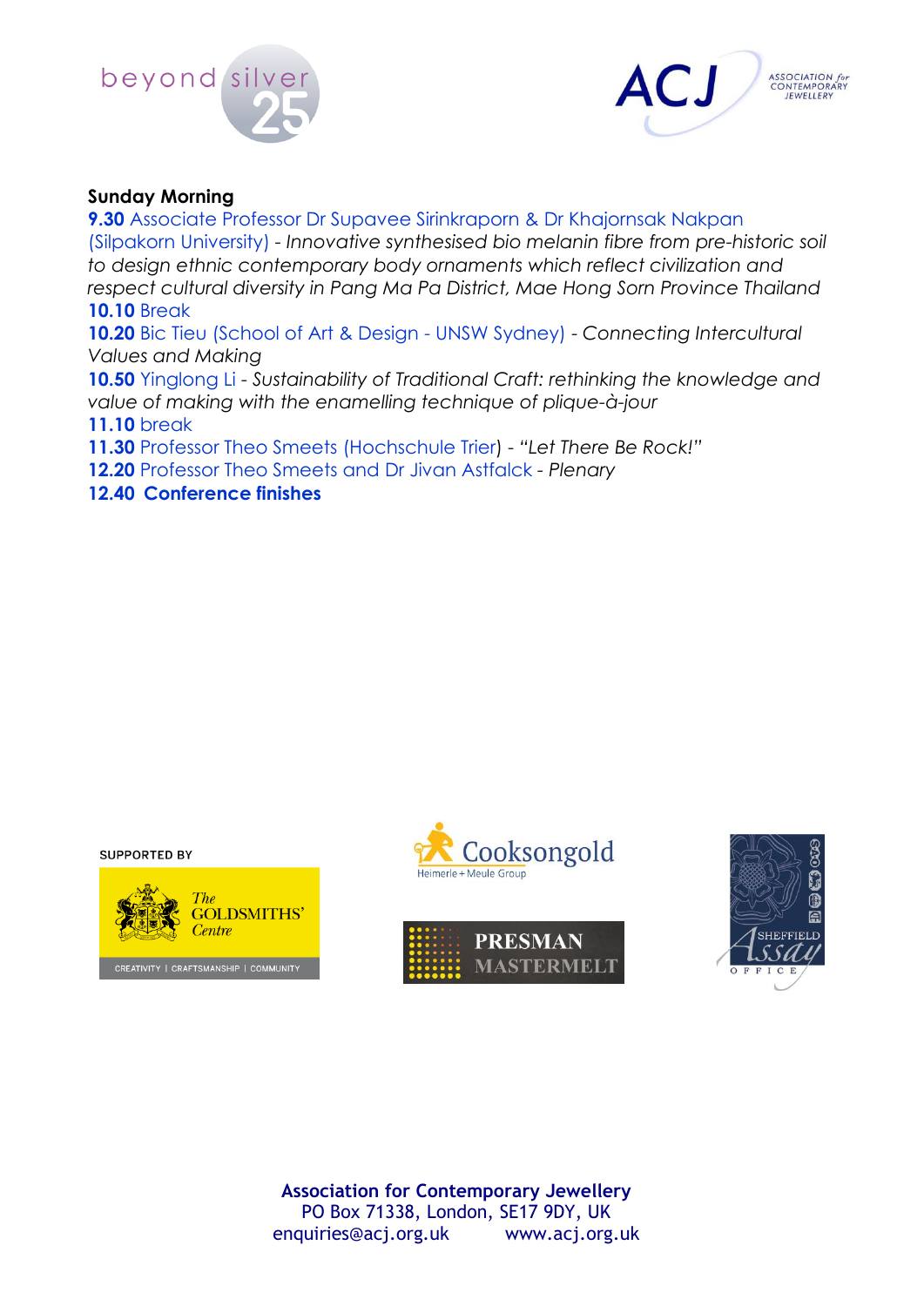**Sunday Morning**

**9.30** Associate Professor Dr Supavee Sirinkraporn & Dr Khajornsak Nakpan (Silpakorn University) - *Innovative synthesised bio melanin fibre from pre-historic soil to design ethnic contemporary body ornaments which reflect civilization and respect cultural diversity in Pang Ma Pa District, Mae Hong Sorn Province Thailand*

**10.10** Break

**10.20** Bic Tieu (School of Art & Design - UNSW Sydney) - *Connecting Intercultural Values and Making*

**10.50** Yinglong Li - *Sustainability of Traditional Craft: rethinking the knowledge and value of making with the enamelling technique of plique-à-jour*

**11.10** break

**11.30** Professor Theo Smeets (Hochschule Trier) - *"Let There Be Rock!"*

**12.20** Professor Theo Smeets and Dr Jivan Astfalck - *Plenary*

**12.40 Conference finishes**

SUPPORTED BY

**Association for Contemporary Jewellery**
PO Box 71338, London, SE17 9DY, UK
enquiries@acj.org.uk www.acj.org.uk